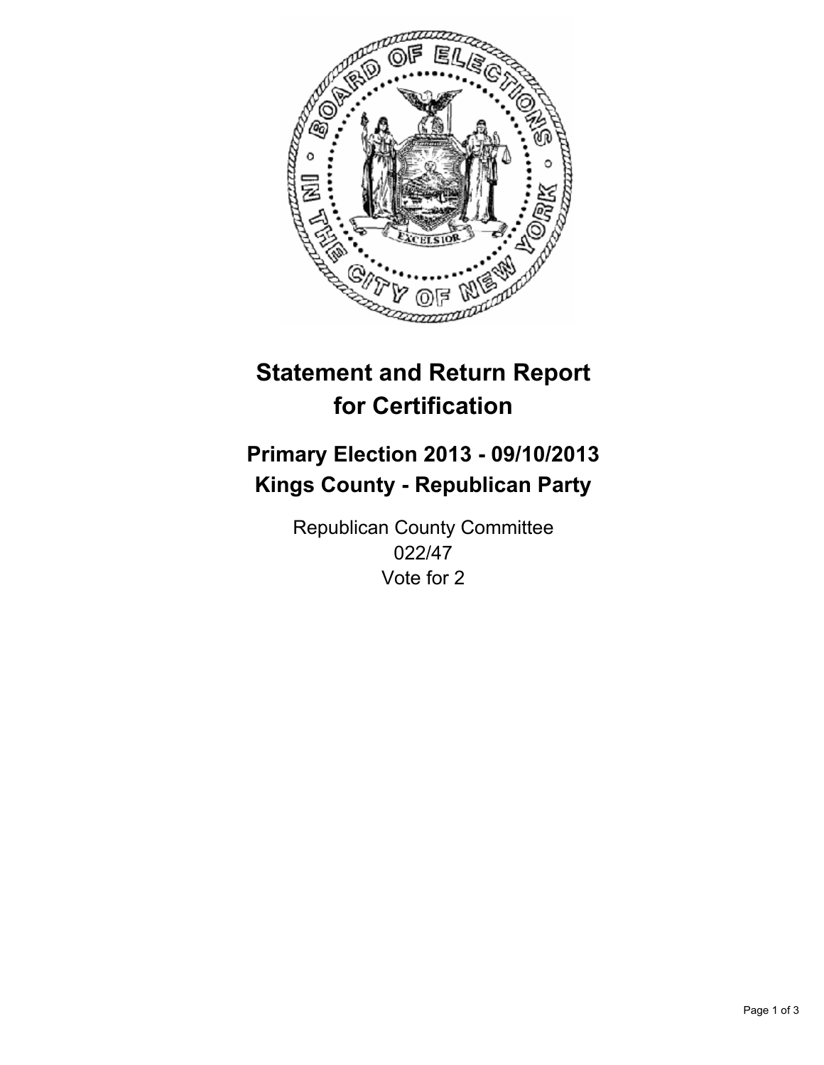# Statement and Return Report for Certification

## Primary Election 2013 - 09/10/2013
## Kings County - Republican Party

Republican County Committee
022/47
Vote for 2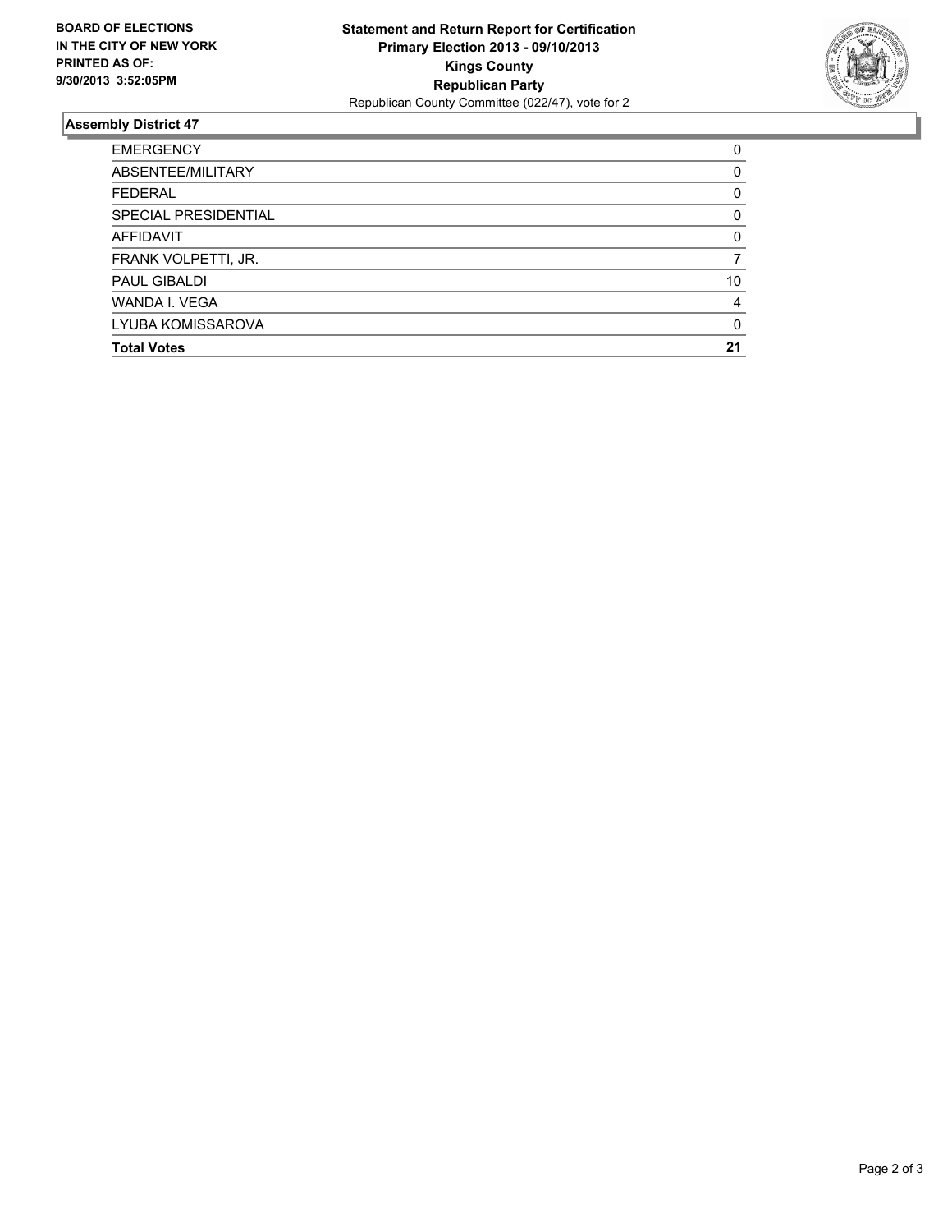**BOARD OF ELECTIONS IN THE CITY OF NEW YORK PRINTED AS OF: 9/30/2013 3:52:05PM**

**Statement and Return Report for Certification**
**Primary Election 2013 - 09/10/2013**
**Kings County**
**Republican Party**
Republican County Committee (022/47), vote for 2

## Assembly District 47

| | |
|---|---|
| EMERGENCY | 0 |
| ABSENTEE/MILITARY | 0 |
| FEDERAL | 0 |
| SPECIAL PRESIDENTIAL | 0 |
| AFFIDAVIT | 0 |
| FRANK VOLPETTI, JR. | 7 |
| PAUL GIBALDI | 10 |
| WANDA I. VEGA | 4 |
| LYUBA KOMISSAROVA | 0 |
| **Total Votes** | **21** |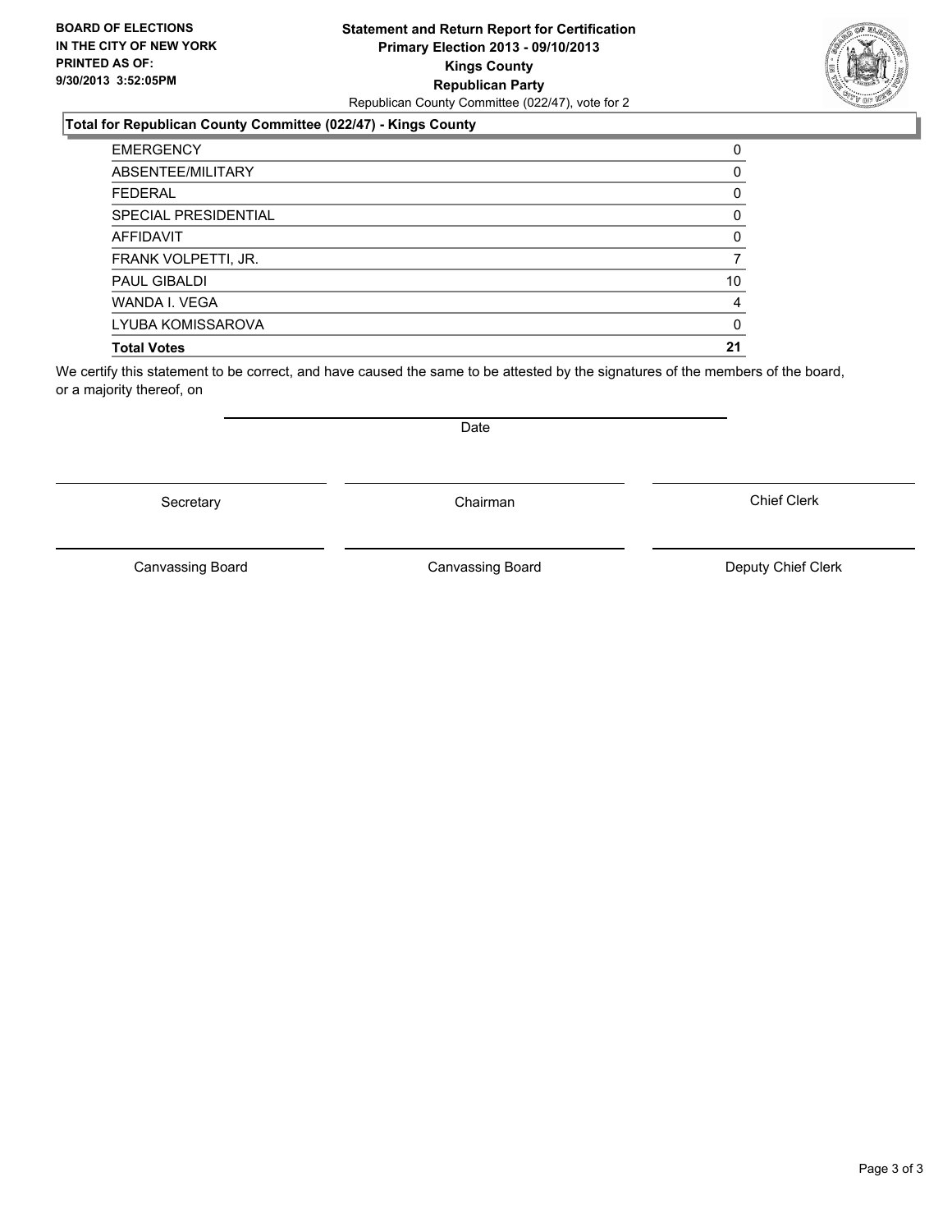**BOARD OF ELECTIONS IN THE CITY OF NEW YORK PRINTED AS OF: 9/30/2013 3:52:05PM**

**Statement and Return Report for Certification**
**Primary Election 2013 - 09/10/2013**
**Kings County**
**Republican Party**
Republican County Committee (022/47), vote for 2

**Total for Republican County Committee (022/47) - Kings County**

| | |
|---|---|
| EMERGENCY | 0 |
| ABSENTEE/MILITARY | 0 |
| FEDERAL | 0 |
| SPECIAL PRESIDENTIAL | 0 |
| AFFIDAVIT | 0 |
| FRANK VOLPETTI, JR. | 7 |
| PAUL GIBALDI | 10 |
| WANDA I. VEGA | 4 |
| LYUBA KOMISSAROVA | 0 |
| **Total Votes** | **21** |

We certify this statement to be correct, and have caused the same to be attested by the signatures of the members of the board, or a majority thereof, on

Date

Secretary | Chairman | Chief Clerk

Canvassing Board | Canvassing Board | Deputy Chief Clerk